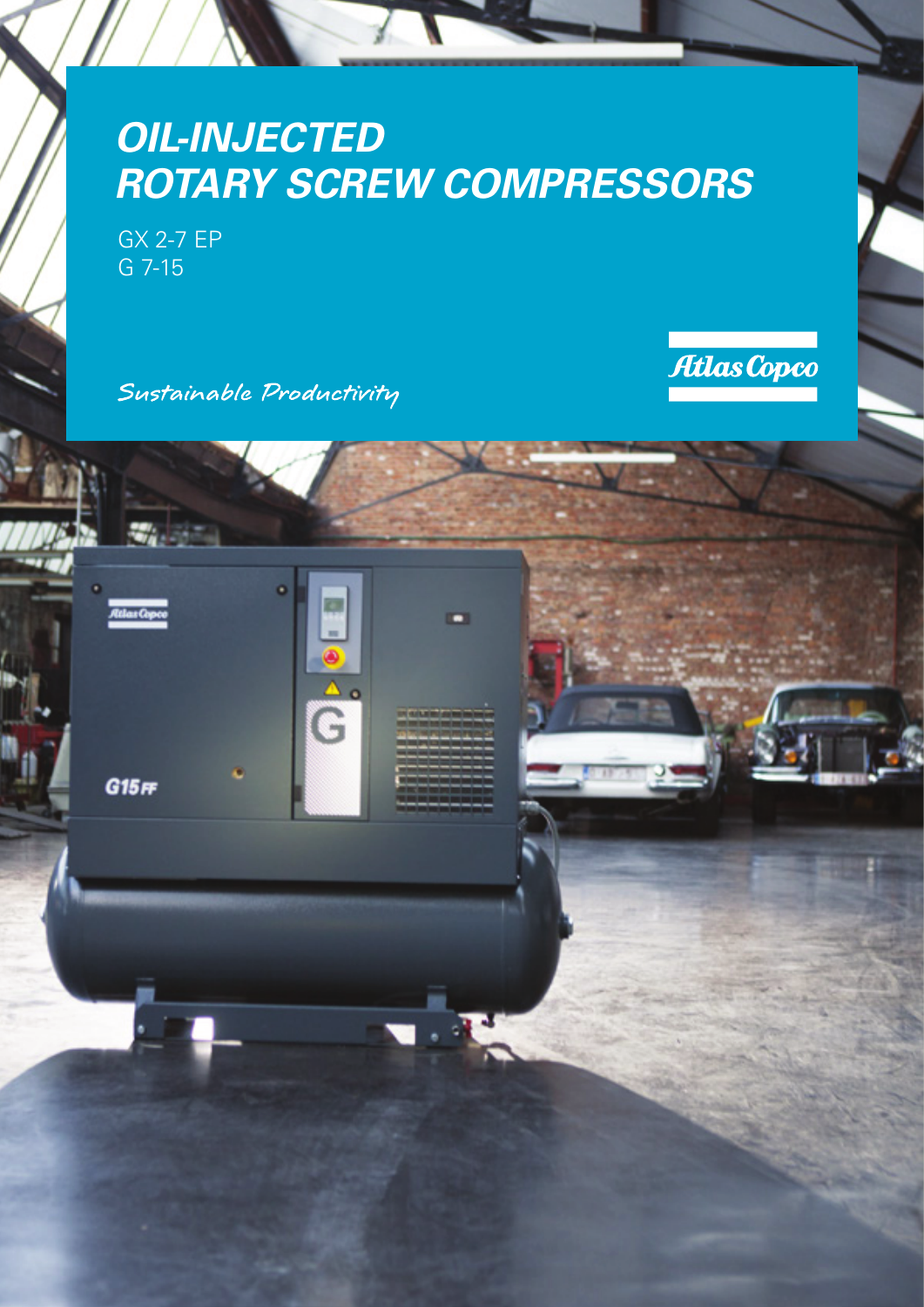# *OIL-INJECTED ROTARY SCREW COMPRESSORS*

GX 2-7 EP
G 7-15

*Sustainable Productivity*

Atlas Copco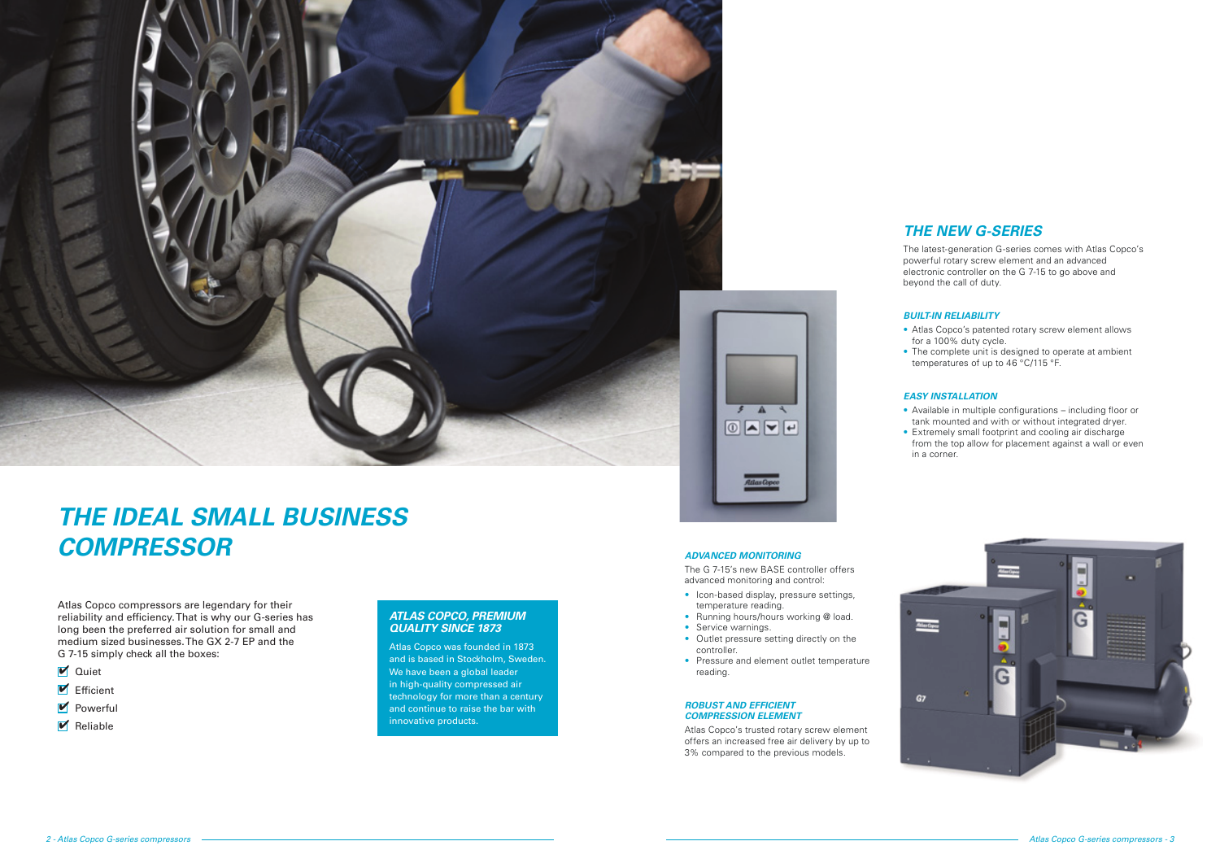# THE IDEAL SMALL BUSINESS COMPRESSOR

Atlas Copco compressors are legendary for their reliability and efficiency. That is why our G-series has long been the preferred air solution for small and medium sized businesses. The GX 2-7 EP and the G 7-15 simply check all the boxes:

- ☑ Quiet
- ☑ Efficient
- ☑ Powerful
- ☑ Reliable

### ATLAS COPCO, PREMIUM QUALITY SINCE 1873

Atlas Copco was founded in 1873 and is based in Stockholm, Sweden. We have been a global leader in high-quality compressed air technology for more than a century and continue to raise the bar with innovative products.

## THE NEW G-SERIES

The latest-generation G-series comes with Atlas Copco's powerful rotary screw element and an advanced electronic controller on the G 7-15 to go above and beyond the call of duty.

### BUILT-IN RELIABILITY

- Atlas Copco's patented rotary screw element allows for a 100% duty cycle.
- The complete unit is designed to operate at ambient temperatures of up to 46 °C/115 °F.

### EASY INSTALLATION

- Available in multiple configurations – including floor or tank mounted and with or without integrated dryer.
- Extremely small footprint and cooling air discharge from the top allow for placement against a wall or even in a corner.

### ADVANCED MONITORING

The G 7-15's new BASE controller offers advanced monitoring and control:

- Icon-based display, pressure settings, temperature reading.
- Running hours/hours working @ load.
- Service warnings.
- Outlet pressure setting directly on the controller.
- Pressure and element outlet temperature reading.

### ROBUST AND EFFICIENT COMPRESSION ELEMENT

Atlas Copco's trusted rotary screw element offers an increased free air delivery by up to 3% compared to the previous models.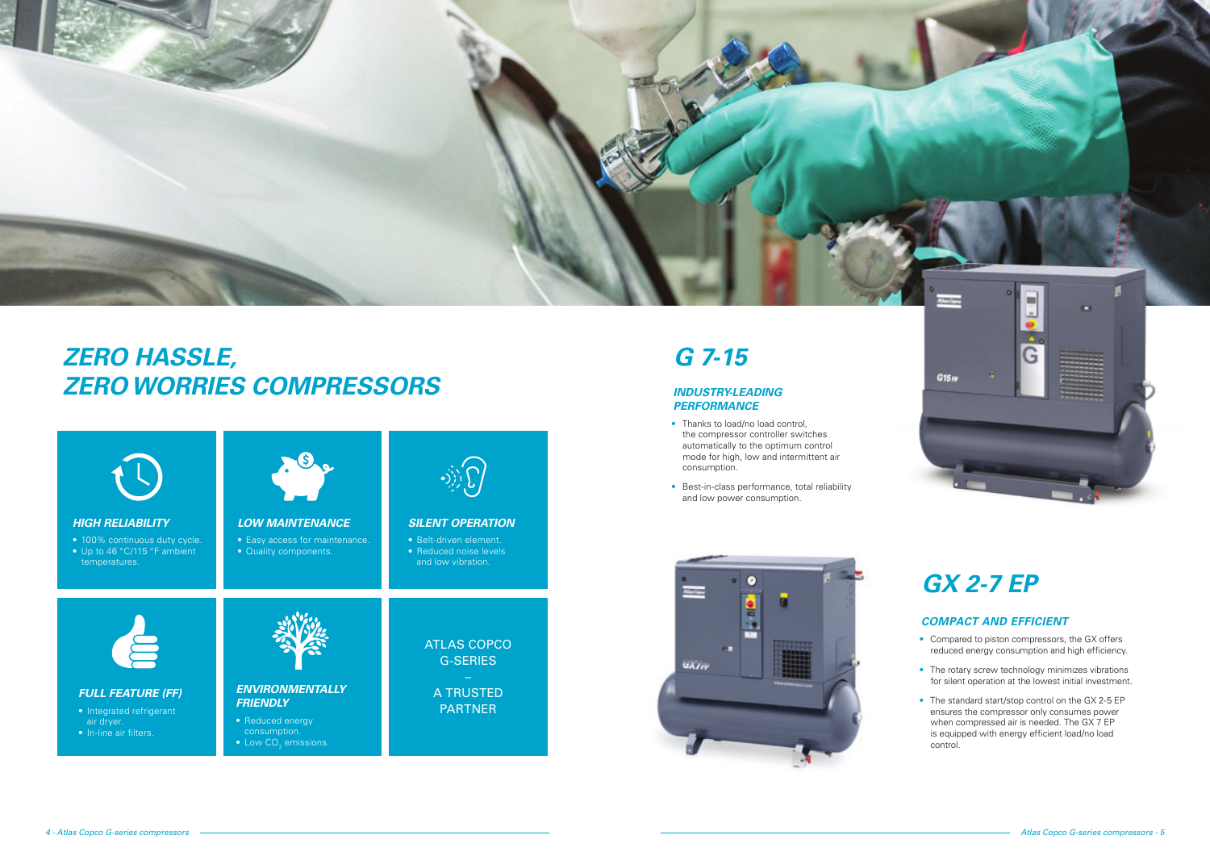# ZERO HASSLE, ZERO WORRIES COMPRESSORS

### HIGH RELIABILITY

- 100% continuous duty cycle.
- Up to 46 °C/115 °F ambient temperatures.

### LOW MAINTENANCE

- Easy access for maintenance.
- Quality components.

### SILENT OPERATION

- Belt-driven element.
- Reduced noise levels and low vibration.

### FULL FEATURE (FF)

- Integrated refrigerant air dryer.
- In-line air filters.

### ENVIRONMENTALLY FRIENDLY

- Reduced energy consumption.
- Low $CO_2$ emissions.

ATLAS COPCO G-SERIES – A TRUSTED PARTNER

# G 7-15

### INDUSTRY-LEADING PERFORMANCE

- Thanks to load/no load control, the compressor controller switches automatically to the optimum control mode for high, low and intermittent air consumption.
- Best-in-class performance, total reliability and low power consumption.

# GX 2-7 EP

### COMPACT AND EFFICIENT

- Compared to piston compressors, the GX offers reduced energy consumption and high efficiency.
- The rotary screw technology minimizes vibrations for silent operation at the lowest initial investment.
- The standard start/stop control on the GX 2-5 EP ensures the compressor only consumes power when compressed air is needed. The GX 7 EP is equipped with energy efficient load/no load control.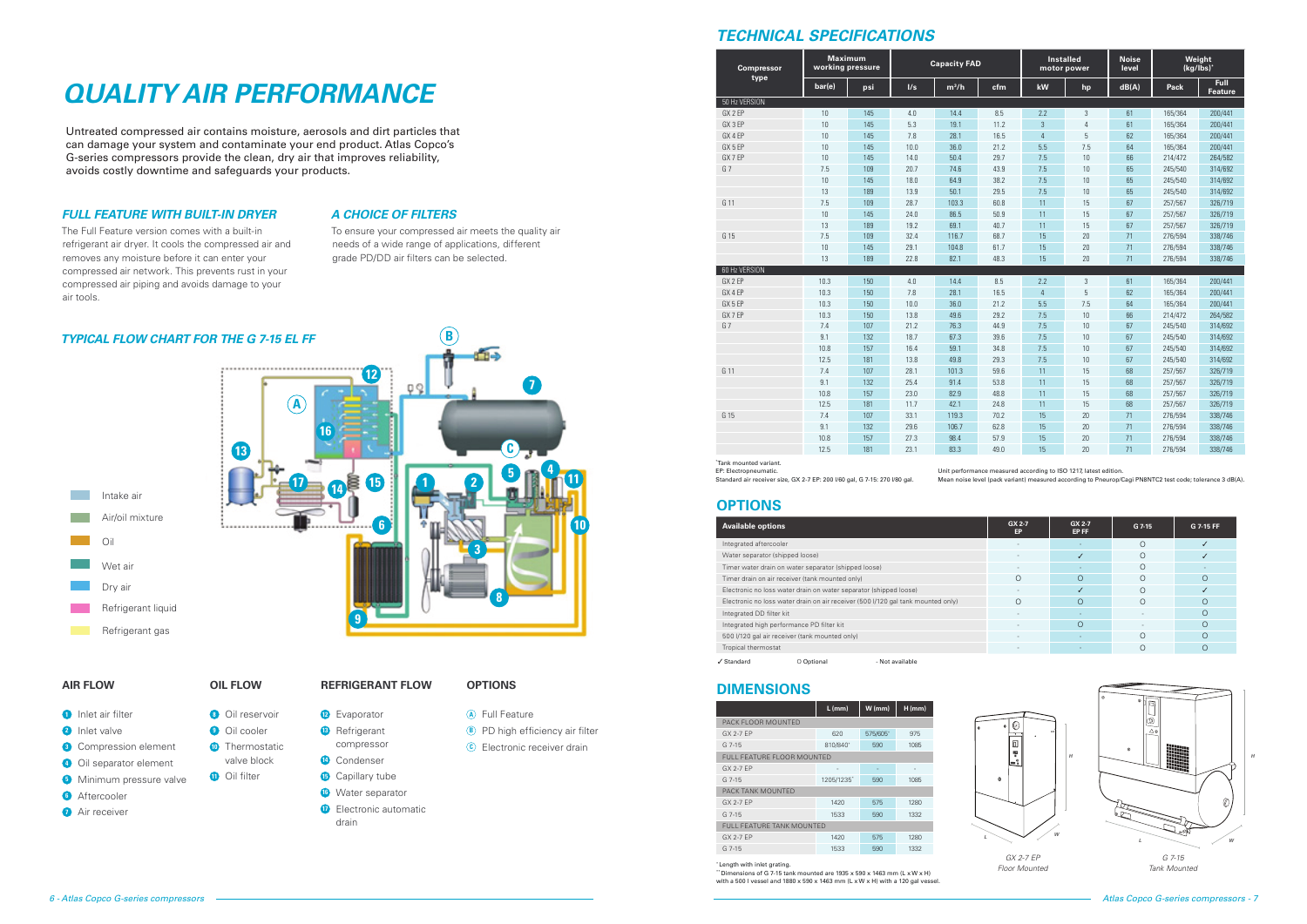# QUALITY AIR PERFORMANCE

Untreated compressed air contains moisture, aerosols and dirt particles that can damage your system and contaminate your end product. Atlas Copco's G-series compressors provide the clean, dry air that improves reliability, avoids costly downtime and safeguards your products.

### FULL FEATURE WITH BUILT-IN DRYER

The Full Feature version comes with a built-in refrigerant air dryer. It cools the compressed air and removes any moisture before it can enter your compressed air network. This prevents rust in your compressed air piping and avoids damage to your air tools.

### A CHOICE OF FILTERS

To ensure your compressed air meets the quality air needs of a wide range of applications, different grade PD/DD air filters can be selected.

### TYPICAL FLOW CHART FOR THE G 7-15 EL FF

- Intake air
- Air/oil mixture
- Oil
- Wet air
- Dry air
- Refrigerant liquid
- Refrigerant gas

**AIR FLOW**

1. Inlet air filter
2. Inlet valve
3. Compression element
4. Oil separator element
5. Minimum pressure valve
6. Aftercooler
7. Air receiver

**OIL FLOW**

8. Oil reservoir
9. Oil cooler
10. Thermostatic valve block
11. Oil filter

**REFRIGERANT FLOW**

12. Evaporator
13. Refrigerant compressor
14. Condenser
15. Capillary tube
16. Water separator
17. Electronic automatic drain

**OPTIONS**

- (A) Full Feature
- (B) PD high efficiency air filter
- (C) Electronic receiver drain

## TECHNICAL SPECIFICATIONS

| Compressor type | Maximum working pressure | | Capacity FAD | | | Installed motor power | | Noise level | Weight (kg/lbs)* | |
|---|---|---|---|---|---|---|---|---|---|---|
| | bar(e) | psi | l/s | m³/h | cfm | kW | hp | dB(A) | Pack | Full Feature |
| **50 Hz VERSION** | | | | | | | | | | |
| GX 2 EP | 10 | 145 | 4.0 | 14.4 | 8.5 | 2.2 | 3 | 61 | 165/364 | 200/441 |
| GX 3 EP | 10 | 145 | 5.3 | 19.1 | 11.2 | 3 | 4 | 61 | 165/364 | 200/441 |
| GX 4 EP | 10 | 145 | 7.8 | 28.1 | 16.5 | 4 | 5 | 62 | 165/364 | 200/441 |
| GX 5 EP | 10 | 145 | 10.0 | 36.0 | 21.2 | 5.5 | 7.5 | 64 | 165/364 | 200/441 |
| GX 7 EP | 10 | 145 | 14.0 | 50.4 | 29.7 | 7.5 | 10 | 66 | 214/472 | 264/582 |
| G 7 | 7.5 | 109 | 20.7 | 74.6 | 43.9 | 7.5 | 10 | 65 | 245/540 | 314/692 |
| | 10 | 145 | 18.0 | 64.9 | 38.2 | 7.5 | 10 | 65 | 245/540 | 314/692 |
| | 13 | 189 | 13.9 | 50.1 | 29.5 | 7.5 | 10 | 65 | 245/540 | 314/692 |
| G 11 | 7.5 | 109 | 28.7 | 103.3 | 60.8 | 11 | 15 | 67 | 257/567 | 326/719 |
| | 10 | 145 | 24.0 | 86.5 | 50.9 | 11 | 15 | 67 | 257/567 | 326/719 |
| | 13 | 189 | 19.2 | 69.1 | 40.7 | 11 | 15 | 67 | 257/567 | 326/719 |
| G 15 | 7.5 | 109 | 32.4 | 116.7 | 68.7 | 15 | 20 | 71 | 276/594 | 338/746 |
| | 10 | 145 | 29.1 | 104.8 | 61.7 | 15 | 20 | 71 | 276/594 | 338/746 |
| | 13 | 189 | 22.8 | 82.1 | 48.3 | 15 | 20 | 71 | 276/594 | 338/746 |
| **60 Hz VERSION** | | | | | | | | | | |
| GX 2 EP | 10.3 | 150 | 4.0 | 14.4 | 8.5 | 2.2 | 3 | 61 | 165/364 | 200/441 |
| GX 4 EP | 10.3 | 150 | 7.8 | 28.1 | 16.5 | 4 | 5 | 62 | 165/364 | 200/441 |
| GX 5 EP | 10.3 | 150 | 10.0 | 36.0 | 21.2 | 5.5 | 7.5 | 64 | 165/364 | 200/441 |
| GX 7 EP | 10.3 | 150 | 13.8 | 49.6 | 29.2 | 7.5 | 10 | 66 | 214/472 | 264/582 |
| G 7 | 7.4 | 107 | 21.2 | 76.3 | 44.9 | 7.5 | 10 | 67 | 245/540 | 314/692 |
| | 9.1 | 132 | 18.7 | 67.3 | 39.6 | 7.5 | 10 | 67 | 245/540 | 314/692 |
| | 10.8 | 157 | 16.4 | 59.1 | 34.8 | 7.5 | 10 | 67 | 245/540 | 314/692 |
| | 12.5 | 181 | 13.8 | 49.8 | 29.3 | 7.5 | 10 | 67 | 245/540 | 314/692 |
| G 11 | 7.4 | 107 | 28.1 | 101.3 | 59.6 | 11 | 15 | 68 | 257/567 | 326/719 |
| | 9.1 | 132 | 25.4 | 91.4 | 53.8 | 11 | 15 | 68 | 257/567 | 326/719 |
| | 10.8 | 157 | 23.0 | 82.9 | 48.8 | 11 | 15 | 68 | 257/567 | 326/719 |
| | 12.5 | 181 | 11.7 | 42.1 | 24.8 | 11 | 15 | 68 | 257/567 | 326/719 |
| G 15 | 7.4 | 107 | 33.1 | 119.3 | 70.2 | 15 | 20 | 71 | 276/594 | 338/746 |
| | 9.1 | 132 | 29.6 | 106.7 | 62.8 | 15 | 20 | 71 | 276/594 | 338/746 |
| | 10.8 | 157 | 27.3 | 98.4 | 57.9 | 15 | 20 | 71 | 276/594 | 338/746 |
| | 12.5 | 181 | 23.1 | 83.3 | 49.0 | 15 | 20 | 71 | 276/594 | 338/746 |

*Tank mounted variant.
EP: Electropneumatic.
Standard air receiver size, GX 2-7 EP: 200 l/60 gal, G 7-15: 270 l/80 gal.

Unit performance measured according to ISO 1217, latest edition.
Mean noise level (pack variant) measured according to Pneurop/Cagi PN8NTC2 test code; tolerance 3 dB(A).

## OPTIONS

| Available options | GX 2-7 EP | GX 2-7 EP FF | G 7-15 | G 7-15 FF |
|---|---|---|---|---|
| Integrated aftercooler | - | - | O | ✓ |
| Water separator (shipped loose) | - | ✓ | O | ✓ |
| Timer water drain on water separator (shipped loose) | - | - | O | - |
| Timer drain on air receiver (tank mounted only) | O | O | O | O |
| Electronic no loss water drain on water separator (shipped loose) | - | ✓ | O | ✓ |
| Electronic no loss water drain on air receiver (500 l/120 gal tank mounted only) | O | O | O | O |
| Integrated DD filter kit | - | - | - | O |
| Integrated high performance PD filter kit | - | O | - | O |
| 500 l/120 gal air receiver (tank mounted only) | - | - | O | O |
| Tropical thermostat | - | - | O | O |

✓ Standard   O Optional   - Not available

## DIMENSIONS

| | L (mm) | W (mm) | H (mm) |
|---|---|---|---|
| **PACK FLOOR MOUNTED** | | | |
| GX 2-7 EP | 620 | 575/605* | 975 |
| G 7-15 | 810/840* | 590 | 1085 |
| **FULL FEATURE FLOOR MOUNTED** | | | |
| GX 2-7 EP | - | - | - |
| G 7-15 | 1205/1235* | 590 | 1085 |
| **PACK TANK MOUNTED** | | | |
| GX 2-7 EP | 1420 | 575 | 1280 |
| G 7-15 | 1533 | 590 | 1332 |
| **FULL FEATURE TANK MOUNTED** | | | |
| GX 2-7 EP | 1420 | 575 | 1280 |
| G 7-15 | 1533 | 590 | 1332 |

* Length with inlet grating.
** Dimensions of G 7-15 tank mounted are 1935 x 590 x 1463 mm (L x W x H) with a 500 l vessel and 1880 x 590 x 1463 mm (L x W x H) with a 120 gal vessel.

GX 2-7 EP Floor Mounted

G 7-15 Tank Mounted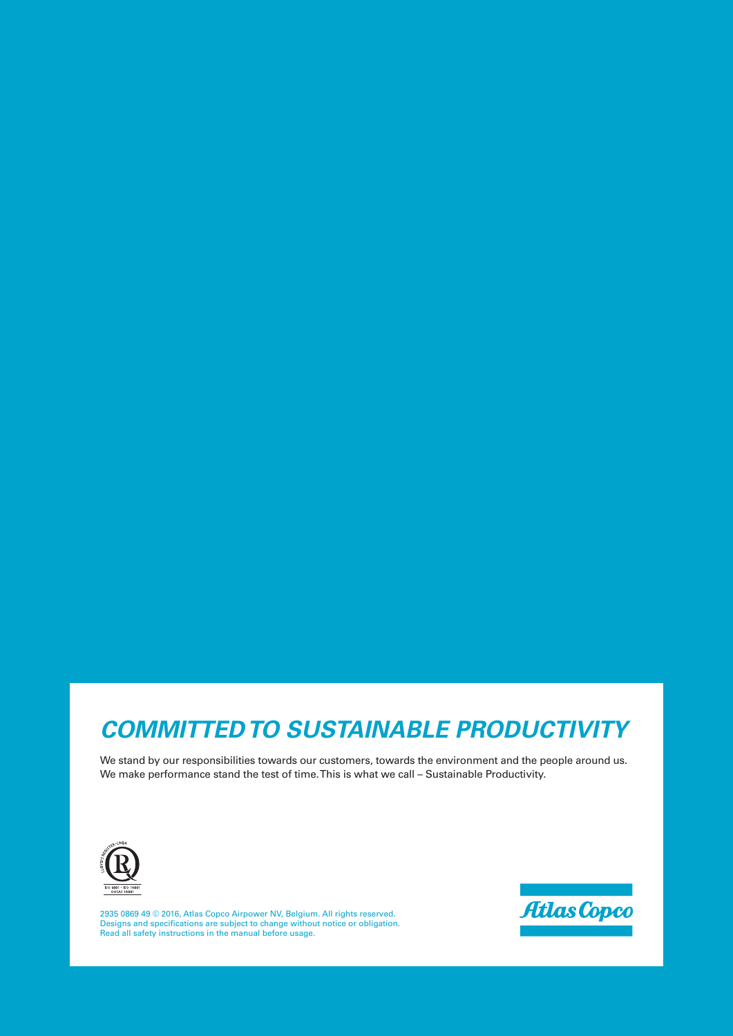## *COMMITTED TO SUSTAINABLE PRODUCTIVITY*

We stand by our responsibilities towards our customers, towards the environment and the people around us. We make performance stand the test of time. This is what we call – Sustainable Productivity.

LLOYD'S REGISTER LRQA

ISO 9001 · ISO 14001
OHSAS 18001

2935 0869 49 © 2016, Atlas Copco Airpower NV, Belgium. All rights reserved.
Designs and specifications are subject to change without notice or obligation.
Read all safety instructions in the manual before usage.

Atlas Copco